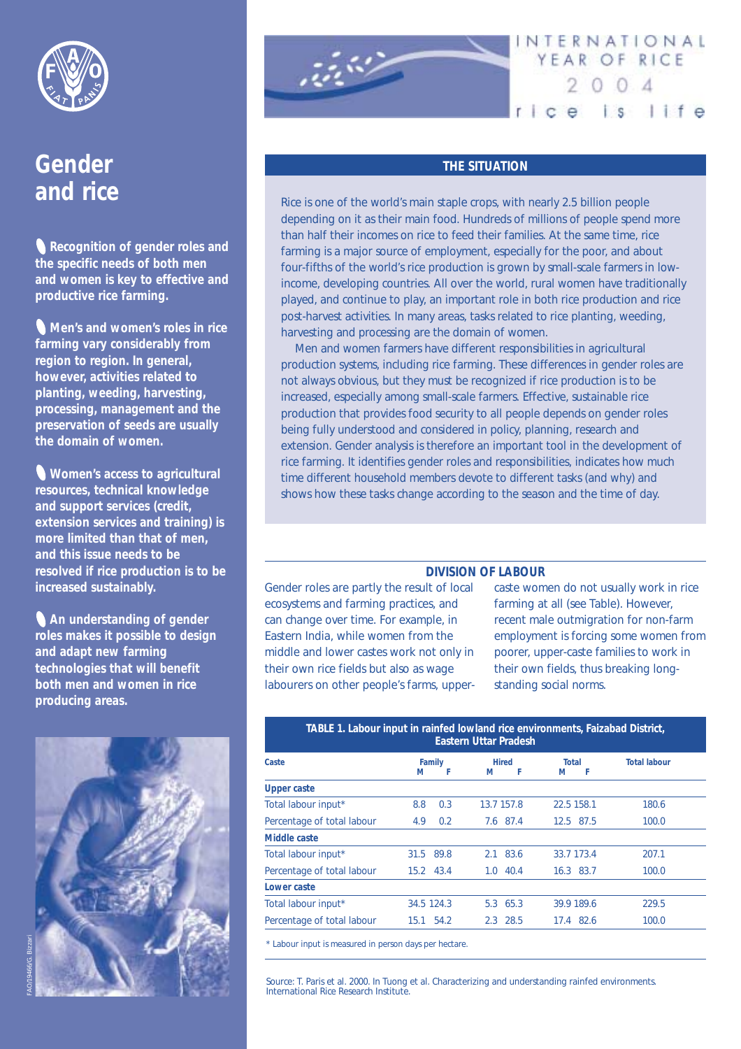# Gender and rice

- **Recognition of gender roles and the specific needs of both men and women is key to effective and productive rice farming.**
- **Men's and women's roles in rice farming vary considerably from region to region. In general, however, activities related to planting, weeding, harvesting, processing, management and the preservation of seeds are usually the domain of women.**
- **Women's access to agricultural resources, technical knowledge and support services (credit, extension services and training) is more limited than that of men, and this issue needs to be resolved if rice production is to be increased sustainably.**
- **An understanding of gender roles makes it possible to design and adapt new farming technologies that will benefit both men and women in rice producing areas.**

FAO/19466/G. Bizzarri

INTERNATIONAL YEAR OF RICE 2004 rice is life

## THE SITUATION

Rice is one of the world's main staple crops, with nearly 2.5 billion people depending on it as their main food. Hundreds of millions of people spend more than half their incomes on rice to feed their families. At the same time, rice farming is a major source of employment, especially for the poor, and about four-fifths of the world's rice production is grown by small-scale farmers in low-income, developing countries. All over the world, rural women have traditionally played, and continue to play, an important role in both rice production and rice post-harvest activities. In many areas, tasks related to rice planting, weeding, harvesting and processing are the domain of women.

Men and women farmers have different responsibilities in agricultural production systems, including rice farming. These differences in gender roles are not always obvious, but they must be recognized if rice production is to be increased, especially among small-scale farmers. Effective, sustainable rice production that provides food security to all people depends on gender roles being fully understood and considered in policy, planning, research and extension. Gender analysis is therefore an important tool in the development of rice farming. It identifies gender roles and responsibilities, indicates how much time different household members devote to different tasks (and why) and shows how these tasks change according to the season and the time of day.

## DIVISION OF LABOUR

Gender roles are partly the result of local ecosystems and farming practices, and can change over time. For example, in Eastern India, while women from the middle and lower castes work not only in their own rice fields but also as wage labourers on other people's farms, upper-caste women do not usually work in rice farming at all (see Table). However, recent male outmigration for non-farm employment is forcing some women from poorer, upper-caste families to work in their own fields, thus breaking long-standing social norms.

**TABLE 1. Labour input in rainfed lowland rice environments, Faizabad District, Eastern Uttar Pradesh**

| Caste | Family | | Hired | | Total | | Total labour |
|---|---|---|---|---|---|---|---|
| | M | F | M | F | M | F | |
| **Upper caste** | | | | | | | |
| Total labour input* | 8.8 | 0.3 | 13.7 | 157.8 | 22.5 | 158.1 | 180.6 |
| Percentage of total labour | 4.9 | 0.2 | 7.6 | 87.4 | 12.5 | 87.5 | 100.0 |
| **Middle caste** | | | | | | | |
| Total labour input* | 31.5 | 89.8 | 2.1 | 83.6 | 33.7 | 173.4 | 207.1 |
| Percentage of total labour | 15.2 | 43.4 | 1.0 | 40.4 | 16.3 | 83.7 | 100.0 |
| **Lower caste** | | | | | | | |
| Total labour input* | 34.5 | 124.3 | 5.3 | 65.3 | 39.9 | 189.6 | 229.5 |
| Percentage of total labour | 15.1 | 54.2 | 2.3 | 28.5 | 17.4 | 82.6 | 100.0 |

\* Labour input is measured in person days per hectare.

Source: T. Paris et al. 2000. In Tuong et al. Characterizing and understanding rainfed environments. International Rice Research Institute.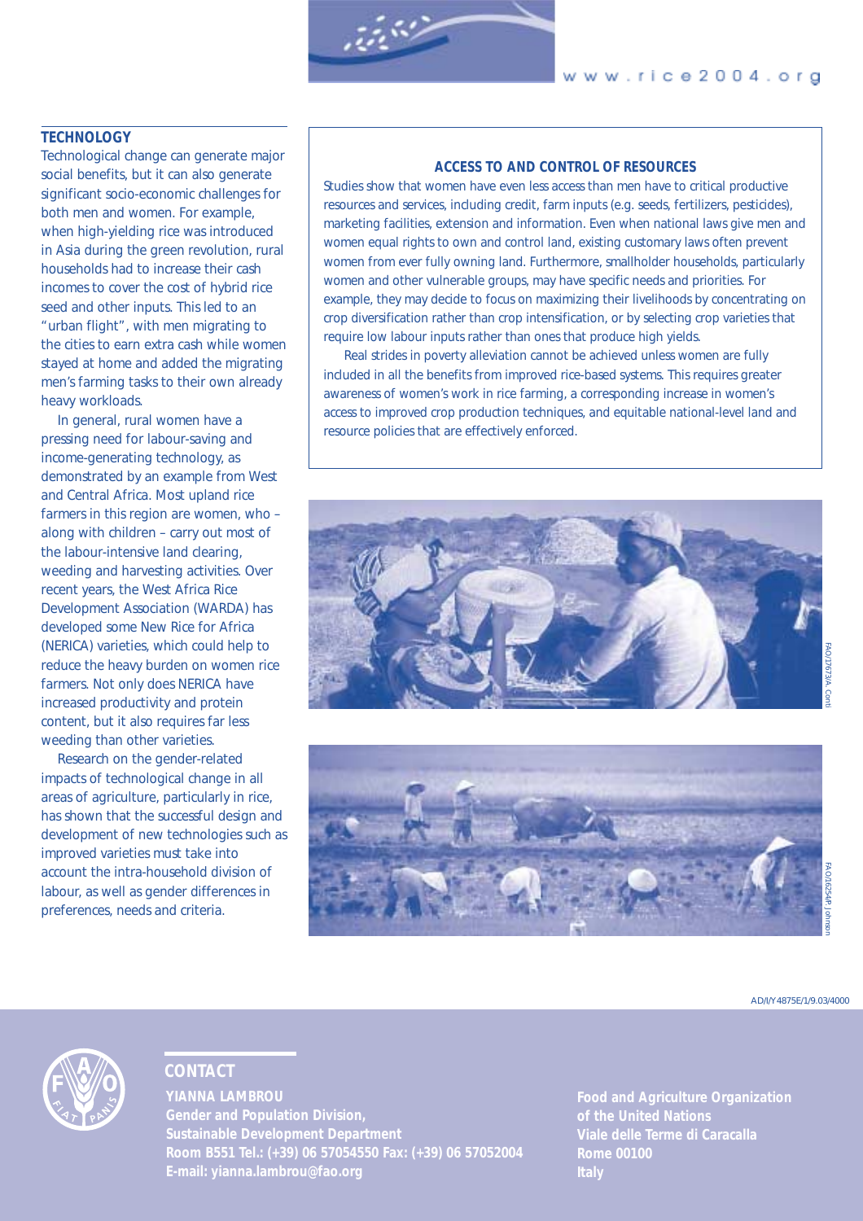## TECHNOLOGY

Technological change can generate major social benefits, but it can also generate significant socio-economic challenges for both men and women. For example, when high-yielding rice was introduced in Asia during the green revolution, rural households had to increase their cash incomes to cover the cost of hybrid rice seed and other inputs. This led to an "urban flight", with men migrating to the cities to earn extra cash while women stayed at home and added the migrating men's farming tasks to their own already heavy workloads.

In general, rural women have a pressing need for labour-saving and income-generating technology, as demonstrated by an example from West and Central Africa. Most upland rice farmers in this region are women, who – along with children – carry out most of the labour-intensive land clearing, weeding and harvesting activities. Over recent years, the West Africa Rice Development Association (WARDA) has developed some New Rice for Africa (NERICA) varieties, which could help to reduce the heavy burden on women rice farmers. Not only does NERICA have increased productivity and protein content, but it also requires far less weeding than other varieties.

Research on the gender-related impacts of technological change in all areas of agriculture, particularly in rice, has shown that the successful design and development of new technologies such as improved varieties must take into account the intra-household division of labour, as well as gender differences in preferences, needs and criteria.

## ACCESS TO AND CONTROL OF RESOURCES

Studies show that women have even less access than men have to critical productive resources and services, including credit, farm inputs (e.g. seeds, fertilizers, pesticides), marketing facilities, extension and information. Even when national laws give men and women equal rights to own and control land, existing customary laws often prevent women from ever fully owning land. Furthermore, smallholder households, particularly women and other vulnerable groups, may have specific needs and priorities. For example, they may decide to focus on maximizing their livelihoods by concentrating on crop diversification rather than crop intensification, or by selecting crop varieties that require low labour inputs rather than ones that produce high yields.

Real strides in poverty alleviation cannot be achieved unless women are fully included in all the benefits from improved rice-based systems. This requires greater awareness of women's work in rice farming, a corresponding increase in women's access to improved crop production techniques, and equitable national-level land and resource policies that are effectively enforced.

FAO/17673/A. Conti

FAO/16254/P. Johnson

AD/I/Y4875E/1/9.03/4000

## CONTACT

**YIANNA LAMBROU**
**Gender and Population Division,**
**Sustainable Development Department**
**Room B551 Tel.: (+39) 06 57054550 Fax: (+39) 06 57052004**
**E-mail: yianna.lambrou@fao.org**

**Food and Agriculture Organization**
**of the United Nations**
**Viale delle Terme di Caracalla**
**Rome 00100**
**Italy**